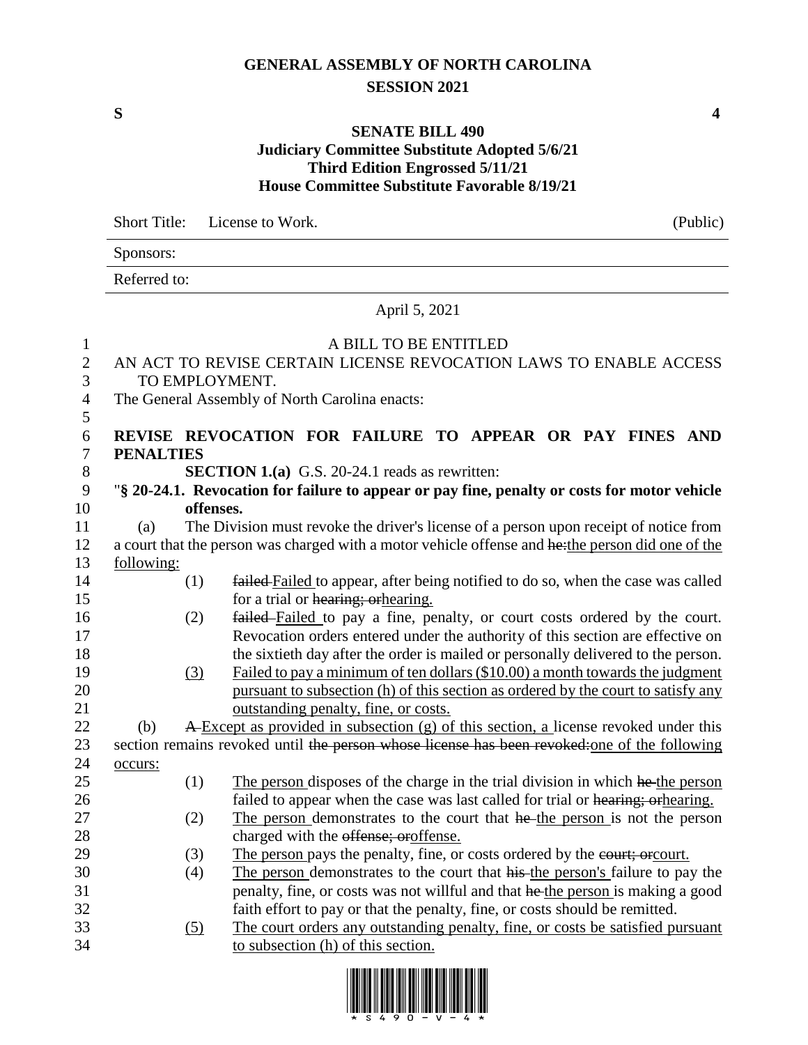# GENERAL ASSEMBLY OF NORTH CAROLINA
## SESSION 2021

**S** **4**

### SENATE BILL 490
**Judiciary Committee Substitute Adopted 5/6/21**
**Third Edition Engrossed 5/11/21**
**House Committee Substitute Favorable 8/19/21**

Short Title: License to Work. (Public)

Sponsors:

Referred to:

April 5, 2021

A BILL TO BE ENTITLED

AN ACT TO REVISE CERTAIN LICENSE REVOCATION LAWS TO ENABLE ACCESS TO EMPLOYMENT.

The General Assembly of North Carolina enacts:

**REVISE REVOCATION FOR FAILURE TO APPEAR OR PAY FINES AND PENALTIES**

**SECTION 1.(a)** G.S. 20-24.1 reads as rewritten:

"**§ 20-24.1. Revocation for failure to appear or pay fine, penalty or costs for motor vehicle offenses.**

(a) The Division must revoke the driver's license of a person upon receipt of notice from a court that the person was charged with a motor vehicle offense and ~~he:~~<u>the person did one of the following:</u>

(1) ~~failed~~ <u>Failed</u> to appear, after being notified to do so, when the case was called for a trial or ~~hearing; or~~<u>hearing.</u>

(2) ~~failed~~ <u>Failed</u> to pay a fine, penalty, or court costs ordered by the court. Revocation orders entered under the authority of this section are effective on the sixtieth day after the order is mailed or personally delivered to the person.

<u>(3)</u> <u>Failed to pay a minimum of ten dollars ($10.00) a month towards the judgment pursuant to subsection (h) of this section as ordered by the court to satisfy any outstanding penalty, fine, or costs.</u>

(b) ~~A~~ <u>Except as provided in subsection (g) of this section, a</u> license revoked under this section remains revoked until ~~the person whose license has been revoked:~~<u>one of the following occurs:</u>

(1) <u>The person</u> disposes of the charge in the trial division in which ~~he~~ <u>the person</u> failed to appear when the case was last called for trial or ~~hearing; or~~<u>hearing.</u>

(2) <u>The person</u> demonstrates to the court that ~~he~~ <u>the person</u> is not the person charged with the ~~offense; or~~<u>offense.</u>

(3) <u>The person</u> pays the penalty, fine, or costs ordered by the ~~court; or~~<u>court.</u>

(4) <u>The person</u> demonstrates to the court that ~~his~~ <u>the person's</u> failure to pay the penalty, fine, or costs was not willful and that ~~he~~ <u>the person</u> is making a good faith effort to pay or that the penalty, fine, or costs should be remitted.

<u>(5)</u> <u>The court orders any outstanding penalty, fine, or costs be satisfied pursuant to subsection (h) of this section.</u>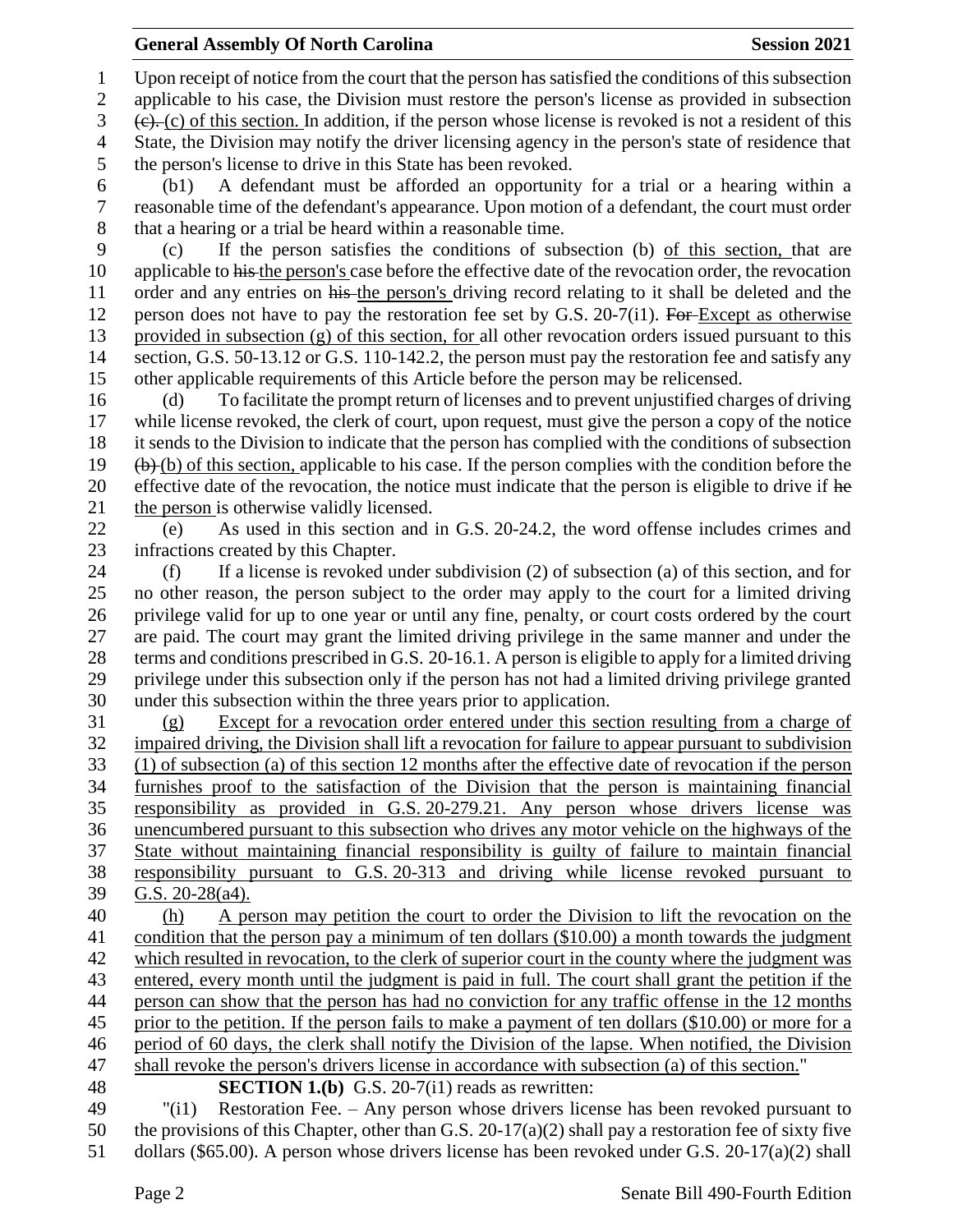Upon receipt of notice from the court that the person has satisfied the conditions of this subsection applicable to his case, the Division must restore the person's license as provided in subsection ~~(c).~~ (c) of this section. In addition, if the person whose license is revoked is not a resident of this State, the Division may notify the driver licensing agency in the person's state of residence that the person's license to drive in this State has been revoked.

(b1) A defendant must be afforded an opportunity for a trial or a hearing within a reasonable time of the defendant's appearance. Upon motion of a defendant, the court must order that a hearing or a trial be heard within a reasonable time.

(c) If the person satisfies the conditions of subsection (b) of this section, that are applicable to ~~his~~ the person's case before the effective date of the revocation order, the revocation order and any entries on ~~his~~ the person's driving record relating to it shall be deleted and the person does not have to pay the restoration fee set by G.S. 20-7(i1). ~~For~~ Except as otherwise provided in subsection (g) of this section, for all other revocation orders issued pursuant to this section, G.S. 50-13.12 or G.S. 110-142.2, the person must pay the restoration fee and satisfy any other applicable requirements of this Article before the person may be relicensed.

(d) To facilitate the prompt return of licenses and to prevent unjustified charges of driving while license revoked, the clerk of court, upon request, must give the person a copy of the notice it sends to the Division to indicate that the person has complied with the conditions of subsection ~~(b)~~ (b) of this section, applicable to his case. If the person complies with the condition before the effective date of the revocation, the notice must indicate that the person is eligible to drive if ~~he~~ the person is otherwise validly licensed.

(e) As used in this section and in G.S. 20-24.2, the word offense includes crimes and infractions created by this Chapter.

(f) If a license is revoked under subdivision (2) of subsection (a) of this section, and for no other reason, the person subject to the order may apply to the court for a limited driving privilege valid for up to one year or until any fine, penalty, or court costs ordered by the court are paid. The court may grant the limited driving privilege in the same manner and under the terms and conditions prescribed in G.S. 20-16.1. A person is eligible to apply for a limited driving privilege under this subsection only if the person has not had a limited driving privilege granted under this subsection within the three years prior to application.

(g) Except for a revocation order entered under this section resulting from a charge of impaired driving, the Division shall lift a revocation for failure to appear pursuant to subdivision (1) of subsection (a) of this section 12 months after the effective date of revocation if the person furnishes proof to the satisfaction of the Division that the person is maintaining financial responsibility as provided in G.S. 20-279.21. Any person whose drivers license was unencumbered pursuant to this subsection who drives any motor vehicle on the highways of the State without maintaining financial responsibility is guilty of failure to maintain financial responsibility pursuant to G.S. 20-313 and driving while license revoked pursuant to G.S. 20-28(a4).

(h) A person may petition the court to order the Division to lift the revocation on the condition that the person pay a minimum of ten dollars ($10.00) a month towards the judgment which resulted in revocation, to the clerk of superior court in the county where the judgment was entered, every month until the judgment is paid in full. The court shall grant the petition if the person can show that the person has had no conviction for any traffic offense in the 12 months prior to the petition. If the person fails to make a payment of ten dollars ($10.00) or more for a period of 60 days, the clerk shall notify the Division of the lapse. When notified, the Division shall revoke the person's drivers license in accordance with subsection (a) of this section."

**SECTION 1.(b)** G.S. 20-7(i1) reads as rewritten:

"(i1) Restoration Fee. – Any person whose drivers license has been revoked pursuant to the provisions of this Chapter, other than G.S. 20-17(a)(2) shall pay a restoration fee of sixty five dollars ($65.00). A person whose drivers license has been revoked under G.S. 20-17(a)(2) shall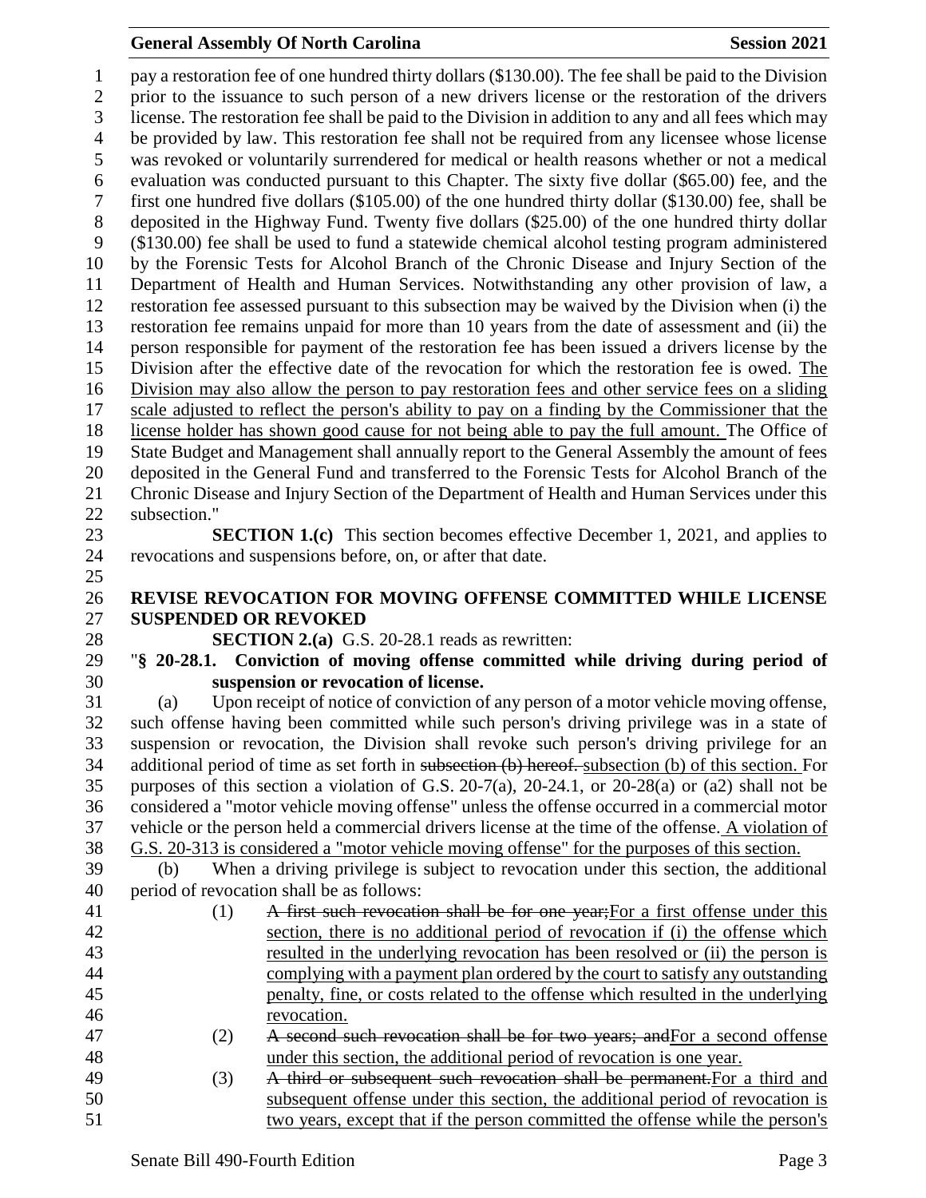pay a restoration fee of one hundred thirty dollars ($130.00). The fee shall be paid to the Division prior to the issuance to such person of a new drivers license or the restoration of the drivers license. The restoration fee shall be paid to the Division in addition to any and all fees which may be provided by law. This restoration fee shall not be required from any licensee whose license was revoked or voluntarily surrendered for medical or health reasons whether or not a medical evaluation was conducted pursuant to this Chapter. The sixty five dollar ($65.00) fee, and the first one hundred five dollars ($105.00) of the one hundred thirty dollar ($130.00) fee, shall be deposited in the Highway Fund. Twenty five dollars ($25.00) of the one hundred thirty dollar ($130.00) fee shall be used to fund a statewide chemical alcohol testing program administered by the Forensic Tests for Alcohol Branch of the Chronic Disease and Injury Section of the Department of Health and Human Services. Notwithstanding any other provision of law, a restoration fee assessed pursuant to this subsection may be waived by the Division when (i) the restoration fee remains unpaid for more than 10 years from the date of assessment and (ii) the person responsible for payment of the restoration fee has been issued a drivers license by the Division after the effective date of the revocation for which the restoration fee is owed. <u>The Division may also allow the person to pay restoration fees and other service fees on a sliding scale adjusted to reflect the person's ability to pay on a finding by the Commissioner that the license holder has shown good cause for not being able to pay the full amount.</u> The Office of State Budget and Management shall annually report to the General Assembly the amount of fees deposited in the General Fund and transferred to the Forensic Tests for Alcohol Branch of the Chronic Disease and Injury Section of the Department of Health and Human Services under this subsection."

**SECTION 1.(c)** This section becomes effective December 1, 2021, and applies to revocations and suspensions before, on, or after that date.

**REVISE REVOCATION FOR MOVING OFFENSE COMMITTED WHILE LICENSE SUSPENDED OR REVOKED**

**SECTION 2.(a)** G.S. 20-28.1 reads as rewritten:

"**§ 20-28.1. Conviction of moving offense committed while driving during period of suspension or revocation of license.**

(a) Upon receipt of notice of conviction of any person of a motor vehicle moving offense, such offense having been committed while such person's driving privilege was in a state of suspension or revocation, the Division shall revoke such person's driving privilege for an additional period of time as set forth in ~~subsection (b) hereof.~~ <u>subsection (b) of this section.</u> For purposes of this section a violation of G.S. 20-7(a), 20-24.1, or 20-28(a) or (a2) shall not be considered a "motor vehicle moving offense" unless the offense occurred in a commercial motor vehicle or the person held a commercial drivers license at the time of the offense. <u>A violation of G.S. 20-313 is considered a "motor vehicle moving offense" for the purposes of this section.</u>

(b) When a driving privilege is subject to revocation under this section, the additional period of revocation shall be as follows:

(1) ~~A first such revocation shall be for one year;~~<u>For a first offense under this section, there is no additional period of revocation if (i) the offense which resulted in the underlying revocation has been resolved or (ii) the person is complying with a payment plan ordered by the court to satisfy any outstanding penalty, fine, or costs related to the offense which resulted in the underlying revocation.</u>

(2) ~~A second such revocation shall be for two years; and~~<u>For a second offense under this section, the additional period of revocation is one year.</u>

(3) ~~A third or subsequent such revocation shall be permanent.~~<u>For a third and subsequent offense under this section, the additional period of revocation is two years, except that if the person committed the offense while the person's</u>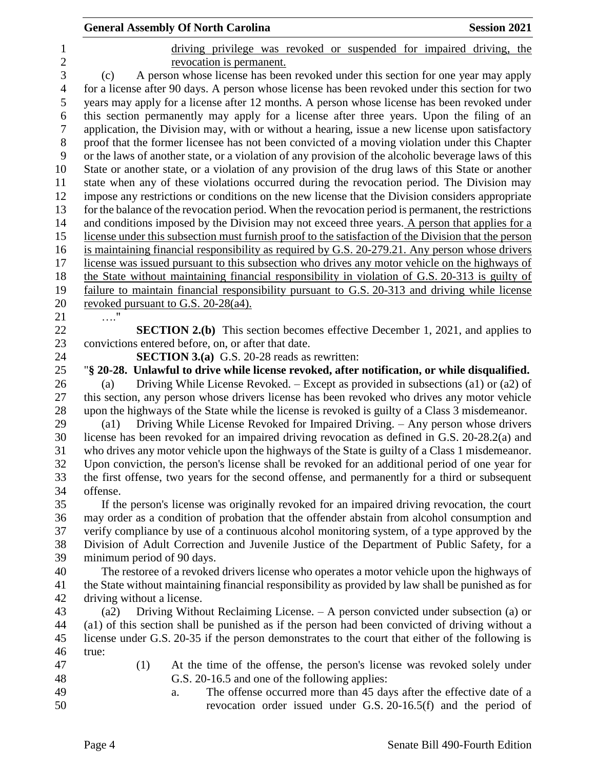driving privilege was revoked or suspended for impaired driving, the revocation is permanent.

(c) A person whose license has been revoked under this section for one year may apply for a license after 90 days. A person whose license has been revoked under this section for two years may apply for a license after 12 months. A person whose license has been revoked under this section permanently may apply for a license after three years. Upon the filing of an application, the Division may, with or without a hearing, issue a new license upon satisfactory proof that the former licensee has not been convicted of a moving violation under this Chapter or the laws of another state, or a violation of any provision of the alcoholic beverage laws of this State or another state, or a violation of any provision of the drug laws of this State or another state when any of these violations occurred during the revocation period. The Division may impose any restrictions or conditions on the new license that the Division considers appropriate for the balance of the revocation period. When the revocation period is permanent, the restrictions and conditions imposed by the Division may not exceed three years. A person that applies for a license under this subsection must furnish proof to the satisfaction of the Division that the person is maintaining financial responsibility as required by G.S. 20-279.21. Any person whose drivers license was issued pursuant to this subsection who drives any motor vehicle on the highways of the State without maintaining financial responsibility in violation of G.S. 20-313 is guilty of failure to maintain financial responsibility pursuant to G.S. 20-313 and driving while license revoked pursuant to G.S. 20-28(a4).

…."

**SECTION 2.(b)** This section becomes effective December 1, 2021, and applies to convictions entered before, on, or after that date.

**SECTION 3.(a)** G.S. 20-28 reads as rewritten:

"**§ 20-28. Unlawful to drive while license revoked, after notification, or while disqualified.**

(a) Driving While License Revoked. – Except as provided in subsections (a1) or (a2) of this section, any person whose drivers license has been revoked who drives any motor vehicle upon the highways of the State while the license is revoked is guilty of a Class 3 misdemeanor.

(a1) Driving While License Revoked for Impaired Driving. – Any person whose drivers license has been revoked for an impaired driving revocation as defined in G.S. 20-28.2(a) and who drives any motor vehicle upon the highways of the State is guilty of a Class 1 misdemeanor. Upon conviction, the person's license shall be revoked for an additional period of one year for the first offense, two years for the second offense, and permanently for a third or subsequent offense.

If the person's license was originally revoked for an impaired driving revocation, the court may order as a condition of probation that the offender abstain from alcohol consumption and verify compliance by use of a continuous alcohol monitoring system, of a type approved by the Division of Adult Correction and Juvenile Justice of the Department of Public Safety, for a minimum period of 90 days.

The restoree of a revoked drivers license who operates a motor vehicle upon the highways of the State without maintaining financial responsibility as provided by law shall be punished as for driving without a license.

(a2) Driving Without Reclaiming License. – A person convicted under subsection (a) or (a1) of this section shall be punished as if the person had been convicted of driving without a license under G.S. 20-35 if the person demonstrates to the court that either of the following is true:

(1) At the time of the offense, the person's license was revoked solely under G.S. 20-16.5 and one of the following applies:

a. The offense occurred more than 45 days after the effective date of a revocation order issued under G.S. 20-16.5(f) and the period of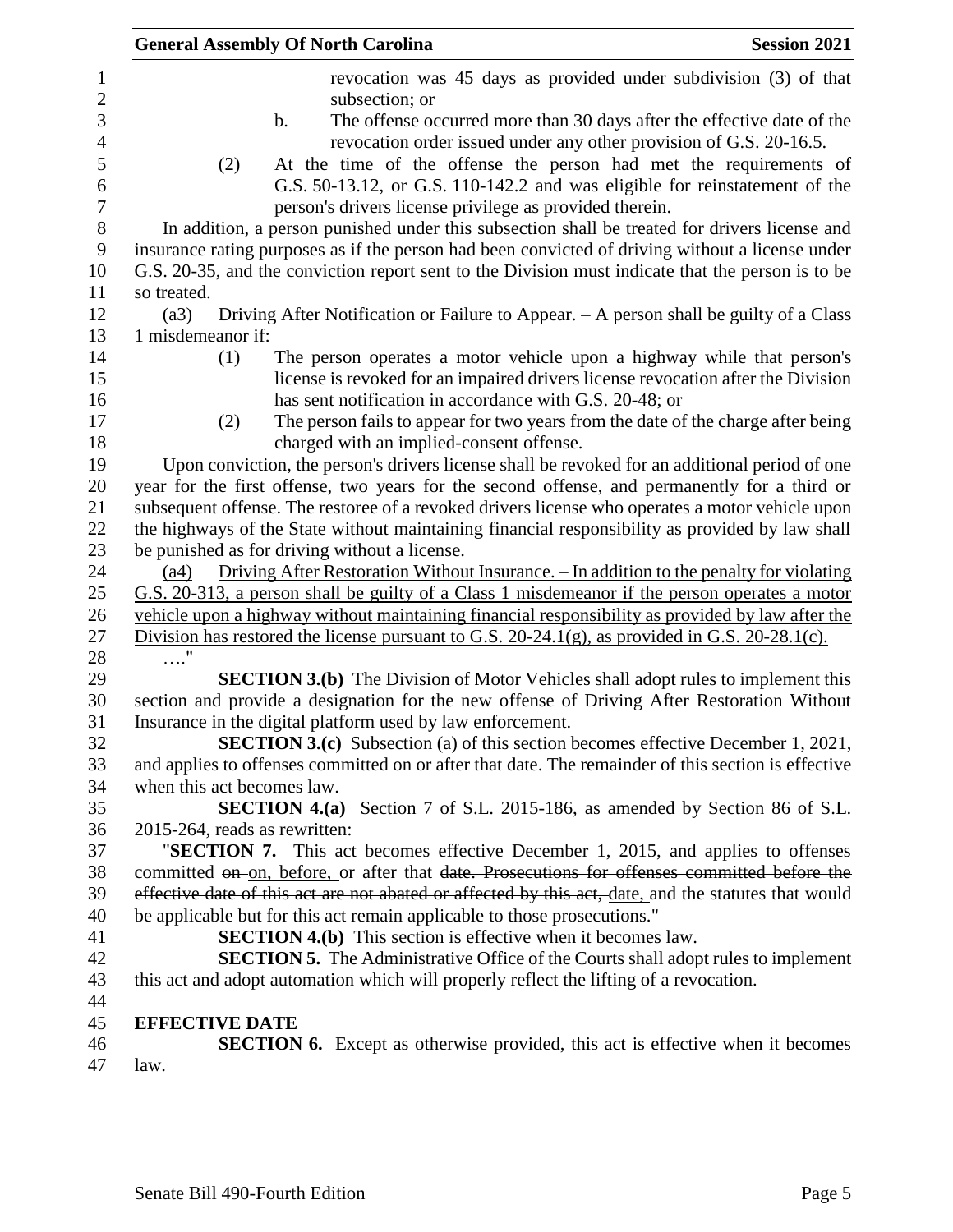revocation was 45 days as provided under subdivision (3) of that subsection; or

b. The offense occurred more than 30 days after the effective date of the revocation order issued under any other provision of G.S. 20-16.5.

(2) At the time of the offense the person had met the requirements of G.S. 50-13.12, or G.S. 110-142.2 and was eligible for reinstatement of the person's drivers license privilege as provided therein.

In addition, a person punished under this subsection shall be treated for drivers license and insurance rating purposes as if the person had been convicted of driving without a license under G.S. 20-35, and the conviction report sent to the Division must indicate that the person is to be so treated.

(a3) Driving After Notification or Failure to Appear. – A person shall be guilty of a Class 1 misdemeanor if:

(1) The person operates a motor vehicle upon a highway while that person's license is revoked for an impaired drivers license revocation after the Division has sent notification in accordance with G.S. 20-48; or

(2) The person fails to appear for two years from the date of the charge after being charged with an implied-consent offense.

Upon conviction, the person's drivers license shall be revoked for an additional period of one year for the first offense, two years for the second offense, and permanently for a third or subsequent offense. The restoree of a revoked drivers license who operates a motor vehicle upon the highways of the State without maintaining financial responsibility as provided by law shall be punished as for driving without a license.

<u>(a4) Driving After Restoration Without Insurance. – In addition to the penalty for violating G.S. 20-313, a person shall be guilty of a Class 1 misdemeanor if the person operates a motor vehicle upon a highway without maintaining financial responsibility as provided by law after the Division has restored the license pursuant to G.S. 20-24.1(g), as provided in G.S. 20-28.1(c).</u>

…."

**SECTION 3.(b)** The Division of Motor Vehicles shall adopt rules to implement this section and provide a designation for the new offense of Driving After Restoration Without Insurance in the digital platform used by law enforcement.

**SECTION 3.(c)** Subsection (a) of this section becomes effective December 1, 2021, and applies to offenses committed on or after that date. The remainder of this section is effective when this act becomes law.

**SECTION 4.(a)** Section 7 of S.L. 2015-186, as amended by Section 86 of S.L. 2015-264, reads as rewritten:

"**SECTION 7.** This act becomes effective December 1, 2015, and applies to offenses committed ~~on~~ <u>on, before,</u> or after that ~~date. Prosecutions for offenses committed before the effective date of this act are not abated or affected by this act,~~ <u>date,</u> and the statutes that would be applicable but for this act remain applicable to those prosecutions."

**SECTION 4.(b)** This section is effective when it becomes law.

**SECTION 5.** The Administrative Office of the Courts shall adopt rules to implement this act and adopt automation which will properly reflect the lifting of a revocation.

**EFFECTIVE DATE**

**SECTION 6.** Except as otherwise provided, this act is effective when it becomes law.